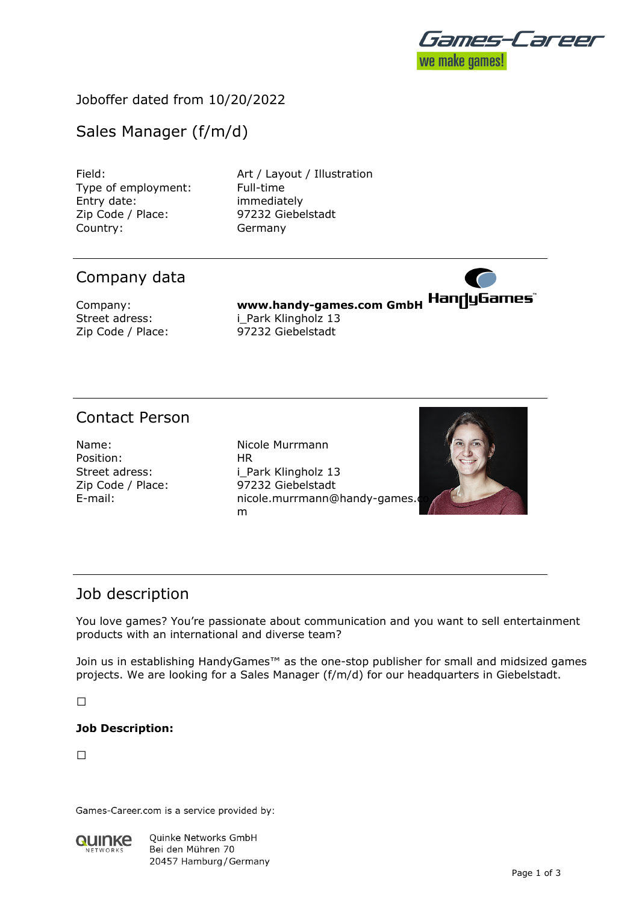Joboffer dated from 10/20/2022

# Sales Manager (f/m/d)

| | |
|---|---|
| Field: | Art / Layout / Illustration |
| Type of employment: | Full-time |
| Entry date: | immediately |
| Zip Code / Place: | 97232 Giebelstadt |
| Country: | Germany |

## Company data

| | |
|---|---|
| Company: | **www.handy-games.com GmbH** |
| Street adress: | i_Park Klingholz 13 |
| Zip Code / Place: | 97232 Giebelstadt |

## Contact Person

| | |
|---|---|
| Name: | Nicole Murrmann |
| Position: | HR |
| Street adress: | i_Park Klingholz 13 |
| Zip Code / Place: | 97232 Giebelstadt |
| E-mail: | nicole.murrmann@handy-games.com |

## Job description

You love games? You're passionate about communication and you want to sell entertainment products with an international and diverse team?

Join us in establishing HandyGames™ as the one-stop publisher for small and midsized games projects. We are looking for a Sales Manager (f/m/d) for our headquarters in Giebelstadt.

☐

**Job Description:**

☐

Games-Career.com is a service provided by:

Quinke Networks GmbH
Bei den Mühren 70
20457 Hamburg / Germany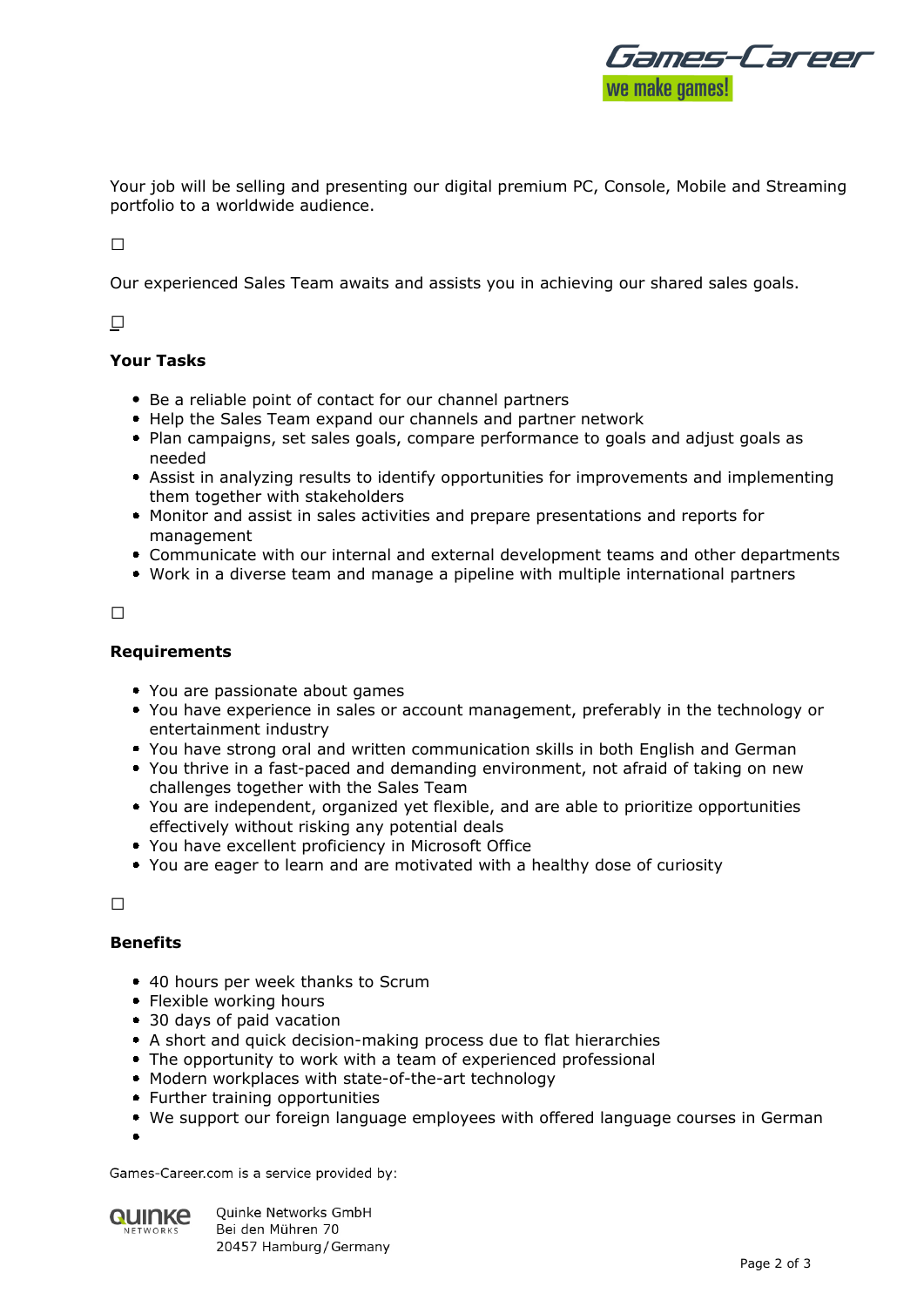Your job will be selling and presenting our digital premium PC, Console, Mobile and Streaming portfolio to a worldwide audience.

☐

Our experienced Sales Team awaits and assists you in achieving our shared sales goals.

☐

**Your Tasks**

- Be a reliable point of contact for our channel partners
- Help the Sales Team expand our channels and partner network
- Plan campaigns, set sales goals, compare performance to goals and adjust goals as needed
- Assist in analyzing results to identify opportunities for improvements and implementing them together with stakeholders
- Monitor and assist in sales activities and prepare presentations and reports for management
- Communicate with our internal and external development teams and other departments
- Work in a diverse team and manage a pipeline with multiple international partners

☐

**Requirements**

- You are passionate about games
- You have experience in sales or account management, preferably in the technology or entertainment industry
- You have strong oral and written communication skills in both English and German
- You thrive in a fast-paced and demanding environment, not afraid of taking on new challenges together with the Sales Team
- You are independent, organized yet flexible, and are able to prioritize opportunities effectively without risking any potential deals
- You have excellent proficiency in Microsoft Office
- You are eager to learn and are motivated with a healthy dose of curiosity

☐

**Benefits**

- 40 hours per week thanks to Scrum
- Flexible working hours
- 30 days of paid vacation
- A short and quick decision-making process due to flat hierarchies
- The opportunity to work with a team of experienced professional
- Modern workplaces with state-of-the-art technology
- Further training opportunities
- We support our foreign language employees with offered language courses in German
-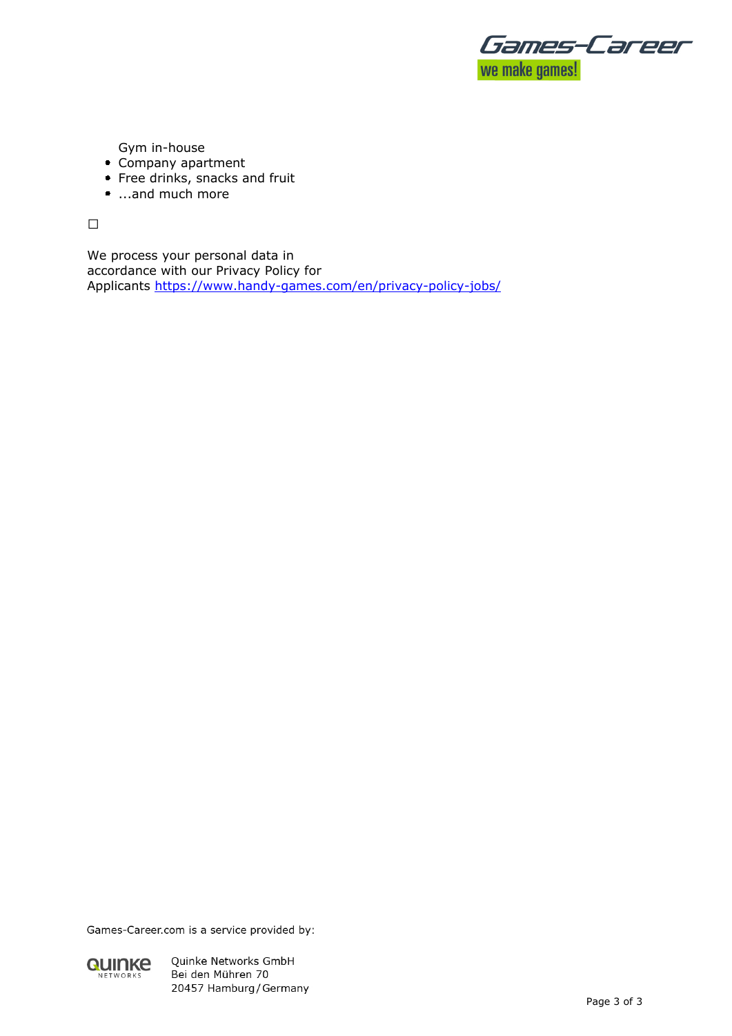- Gym in-house
- Company apartment
- Free drinks, snacks and fruit
- ...and much more

☐

We process your personal data in accordance with our Privacy Policy for Applicants https://www.handy-games.com/en/privacy-policy-jobs/

Games-Career.com is a service provided by:

Quinke Networks GmbH
Bei den Mühren 70
20457 Hamburg / Germany